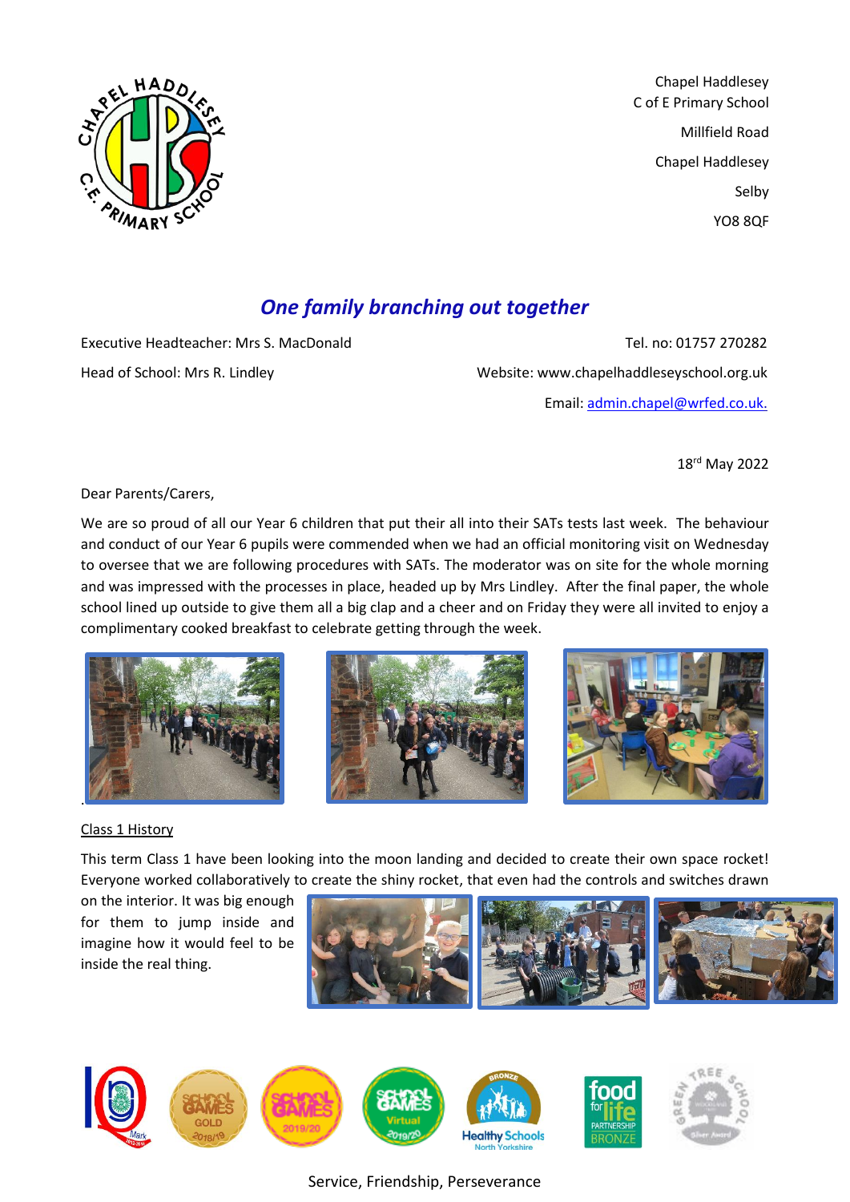Chapel Haddlesey
C of E Primary School
Millfield Road
Chapel Haddlesey
Selby
YO8 8QF

## *One family branching out together*

Executive Headteacher: Mrs S. MacDonald

Head of School: Mrs R. Lindley

Tel. no: 01757 270282

Website: www.chapelhaddleseyschool.org.uk

Email: admin.chapel@wrfed.co.uk.

18th May 2022

Dear Parents/Carers,

We are so proud of all our Year 6 children that put their all into their SATs tests last week. The behaviour and conduct of our Year 6 pupils were commended when we had an official monitoring visit on Wednesday to oversee that we are following procedures with SATs. The moderator was on site for the whole morning and was impressed with the processes in place, headed up by Mrs Lindley. After the final paper, the whole school lined up outside to give them all a big clap and a cheer and on Friday they were all invited to enjoy a complimentary cooked breakfast to celebrate getting through the week.

Class 1 History

This term Class 1 have been looking into the moon landing and decided to create their own space rocket! Everyone worked collaboratively to create the shiny rocket, that even had the controls and switches drawn on the interior. It was big enough for them to jump inside and imagine how it would feel to be inside the real thing.

Service, Friendship, Perseverance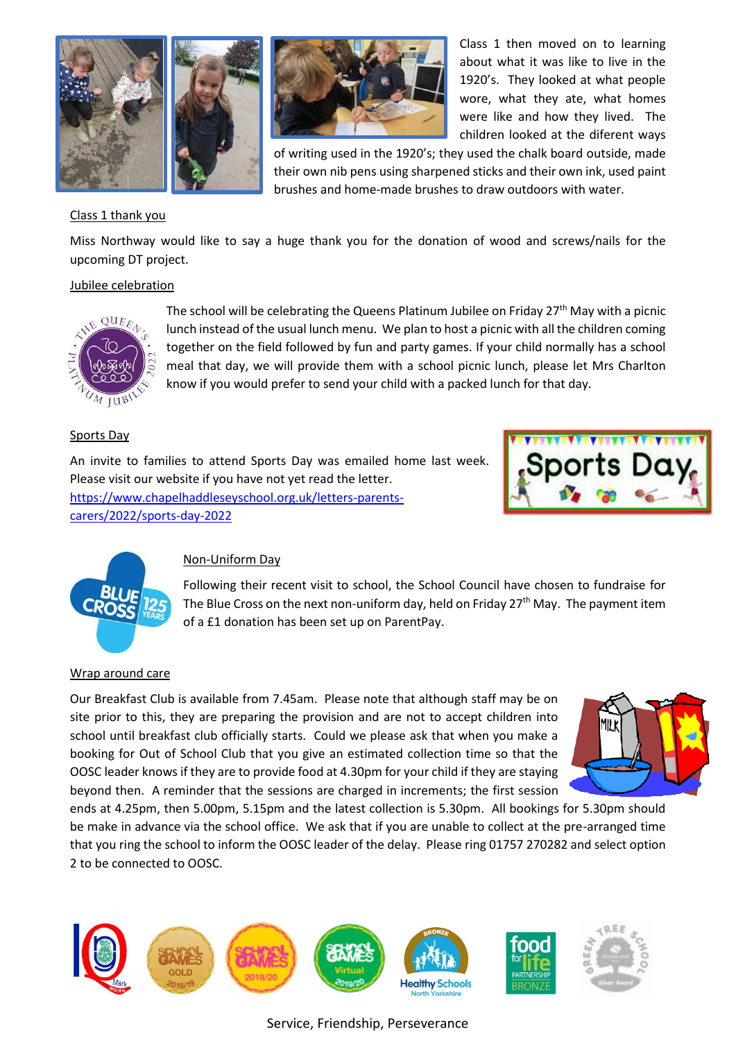Class 1 then moved on to learning about what it was like to live in the 1920's. They looked at what people wore, what they ate, what homes were like and how they lived. The children looked at the diferent ways of writing used in the 1920's; they used the chalk board outside, made their own nib pens using sharpened sticks and their own ink, used paint brushes and home-made brushes to draw outdoors with water.

## Class 1 thank you

Miss Northway would like to say a huge thank you for the donation of wood and screws/nails for the upcoming DT project.

## Jubilee celebration

The school will be celebrating the Queens Platinum Jubilee on Friday 27th May with a picnic lunch instead of the usual lunch menu. We plan to host a picnic with all the children coming together on the field followed by fun and party games. If your child normally has a school meal that day, we will provide them with a school picnic lunch, please let Mrs Charlton know if you would prefer to send your child with a packed lunch for that day.

## Sports Day

An invite to families to attend Sports Day was emailed home last week. Please visit our website if you have not yet read the letter.
https://www.chapelhaddleseyschool.org.uk/letters-parents-carers/2022/sports-day-2022

## Non-Uniform Day

Following their recent visit to school, the School Council have chosen to fundraise for The Blue Cross on the next non-uniform day, held on Friday 27th May. The payment item of a £1 donation has been set up on ParentPay.

## Wrap around care

Our Breakfast Club is available from 7.45am. Please note that although staff may be on site prior to this, they are preparing the provision and are not to accept children into school until breakfast club officially starts. Could we please ask that when you make a booking for Out of School Club that you give an estimated collection time so that the OOSC leader knows if they are to provide food at 4.30pm for your child if they are staying beyond then. A reminder that the sessions are charged in increments; the first session ends at 4.25pm, then 5.00pm, 5.15pm and the latest collection is 5.30pm. All bookings for 5.30pm should be make in advance via the school office. We ask that if you are unable to collect at the pre-arranged time that you ring the school to inform the OOSC leader of the delay. Please ring 01757 270282 and select option 2 to be connected to OOSC.

Service, Friendship, Perseverance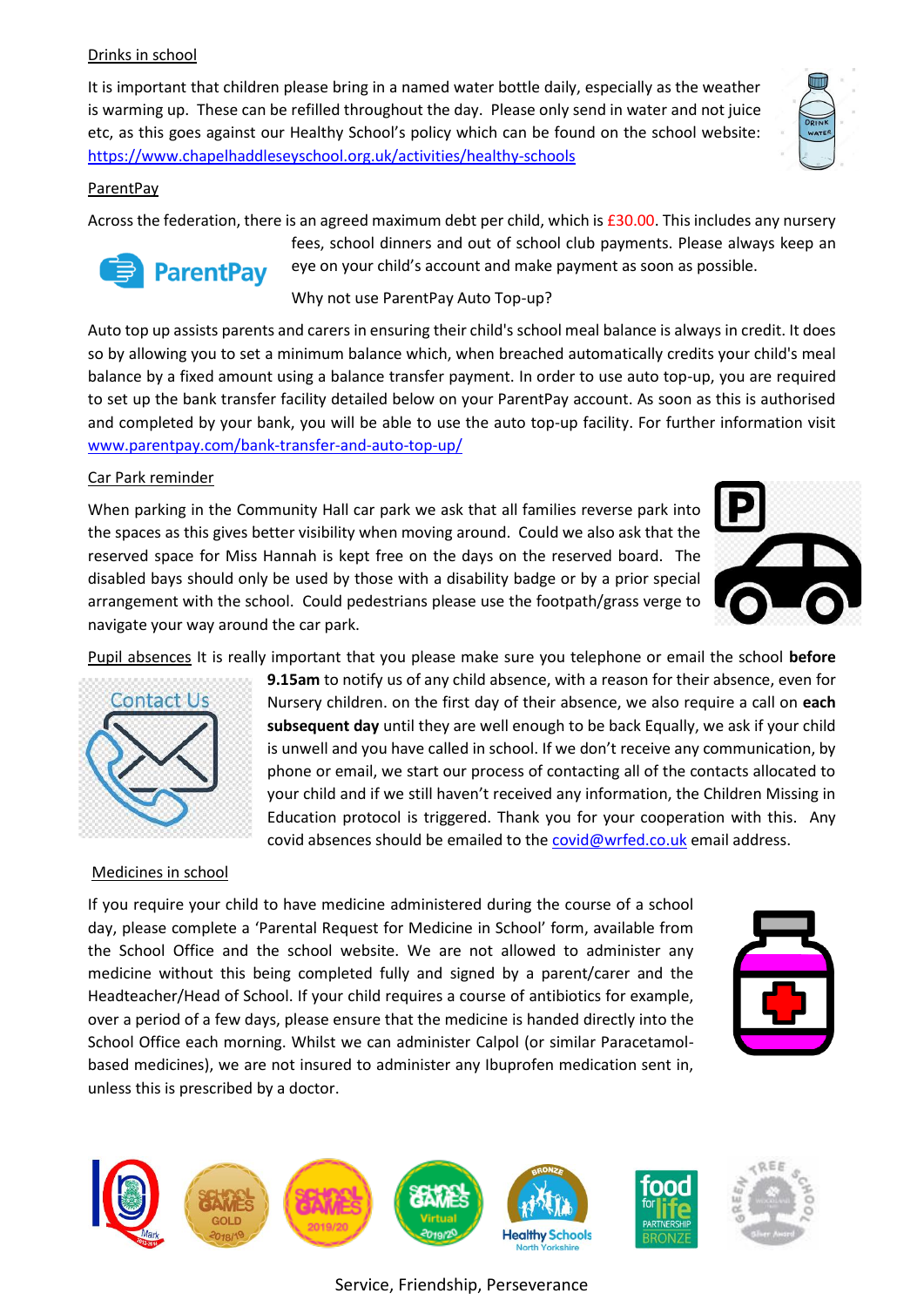## Drinks in school

It is important that children please bring in a named water bottle daily, especially as the weather is warming up. These can be refilled throughout the day. Please only send in water and not juice etc, as this goes against our Healthy School's policy which can be found on the school website: https://www.chapelhaddleseyschool.org.uk/activities/healthy-schools

## ParentPay

Across the federation, there is an agreed maximum debt per child, which is £30.00. This includes any nursery fees, school dinners and out of school club payments. Please always keep an eye on your child's account and make payment as soon as possible.

Why not use ParentPay Auto Top-up?

Auto top up assists parents and carers in ensuring their child's school meal balance is always in credit. It does so by allowing you to set a minimum balance which, when breached automatically credits your child's meal balance by a fixed amount using a balance transfer payment. In order to use auto top-up, you are required to set up the bank transfer facility detailed below on your ParentPay account. As soon as this is authorised and completed by your bank, you will be able to use the auto top-up facility. For further information visit www.parentpay.com/bank-transfer-and-auto-top-up/

## Car Park reminder

When parking in the Community Hall car park we ask that all families reverse park into the spaces as this gives better visibility when moving around. Could we also ask that the reserved space for Miss Hannah is kept free on the days on the reserved board. The disabled bays should only be used by those with a disability badge or by a prior special arrangement with the school. Could pedestrians please use the footpath/grass verge to navigate your way around the car park.

## Pupil absences

It is really important that you please make sure you telephone or email the school **before 9.15am** to notify us of any child absence, with a reason for their absence, even for Nursery children. on the first day of their absence, we also require a call on **each subsequent day** until they are well enough to be back Equally, we ask if your child is unwell and you have called in school. If we don't receive any communication, by phone or email, we start our process of contacting all of the contacts allocated to your child and if we still haven't received any information, the Children Missing in Education protocol is triggered. Thank you for your cooperation with this. Any covid absences should be emailed to the covid@wrfed.co.uk email address.

## Medicines in school

If you require your child to have medicine administered during the course of a school day, please complete a 'Parental Request for Medicine in School' form, available from the School Office and the school website. We are not allowed to administer any medicine without this being completed fully and signed by a parent/carer and the Headteacher/Head of School. If your child requires a course of antibiotics for example, over a period of a few days, please ensure that the medicine is handed directly into the School Office each morning. Whilst we can administer Calpol (or similar Paracetamol-based medicines), we are not insured to administer any Ibuprofen medication sent in, unless this is prescribed by a doctor.

Service, Friendship, Perseverance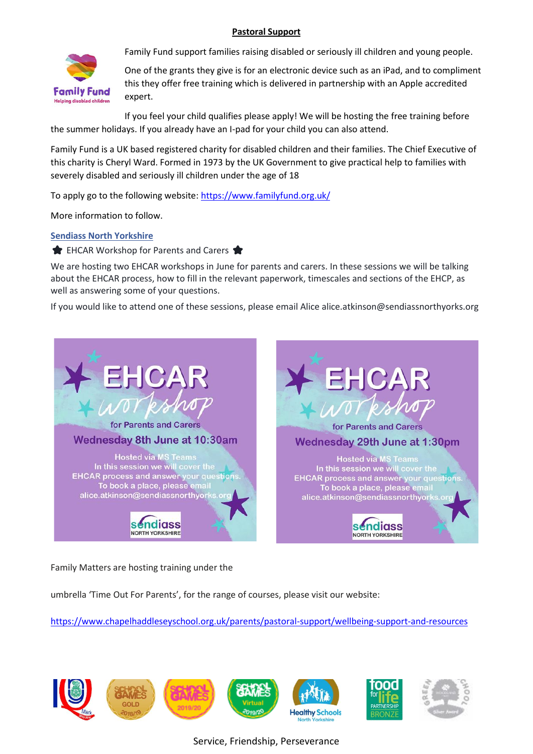## Pastoral Support

Family Fund support families raising disabled or seriously ill children and young people.

One of the grants they give is for an electronic device such as an iPad, and to compliment this they offer free training which is delivered in partnership with an Apple accredited expert.

If you feel your child qualifies please apply! We will be hosting the free training before the summer holidays. If you already have an I-pad for your child you can also attend.

Family Fund is a UK based registered charity for disabled children and their families. The Chief Executive of this charity is Cheryl Ward. Formed in 1973 by the UK Government to give practical help to families with severely disabled and seriously ill children under the age of 18

To apply go to the following website: https://www.familyfund.org.uk/

More information to follow.

### Sendiass North Yorkshire

★ EHCAR Workshop for Parents and Carers ★

We are hosting two EHCAR workshops in June for parents and carers. In these sessions we will be talking about the EHCAR process, how to fill in the relevant paperwork, timescales and sections of the EHCP, as well as answering some of your questions.

If you would like to attend one of these sessions, please email Alice alice.atkinson@sendiassnorthyorks.org

**EHCAR workshop for Parents and Carers**

**Wednesday 8th June at 10:30am**

Hosted via MS Teams
In this session we will cover the EHCAR process and answer your questions.
To book a place, please email alice.atkinson@sendiassnorthyorks.org

sendiass NORTH YORKSHIRE

**EHCAR workshop for Parents and Carers**

**Wednesday 29th June at 1:30pm**

Hosted via MS Teams
In this session we will cover the EHCAR process and answer your questions.
To book a place, please email alice.atkinson@sendiassnorthyorks.org

sendiass NORTH YORKSHIRE

Family Matters are hosting training under the

umbrella 'Time Out For Parents', for the range of courses, please visit our website:

https://www.chapelhaddleseyschool.org.uk/parents/pastoral-support/wellbeing-support-and-resources

Service, Friendship, Perseverance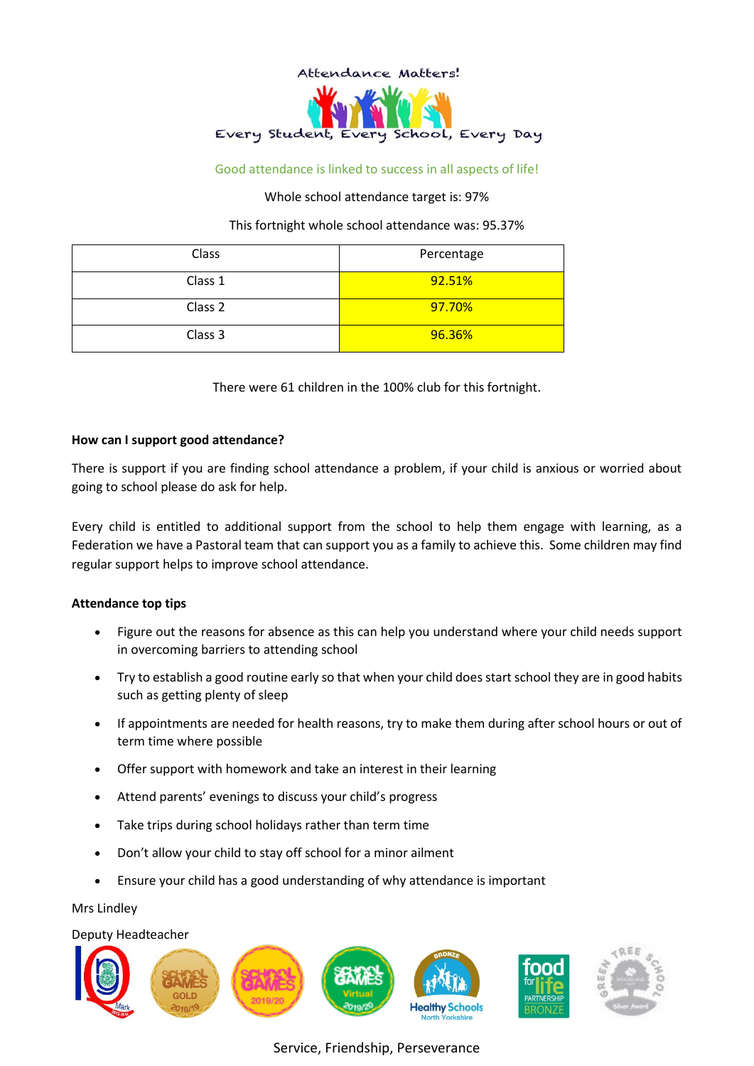Attendance Matters!

Every Student, Every School, Every Day

Good attendance is linked to success in all aspects of life!

Whole school attendance target is: 97%

This fortnight whole school attendance was: 95.37%

| Class | Percentage |
|---|---|
| Class 1 | 92.51% |
| Class 2 | 97.70% |
| Class 3 | 96.36% |

There were 61 children in the 100% club for this fortnight.

**How can I support good attendance?**

There is support if you are finding school attendance a problem, if your child is anxious or worried about going to school please do ask for help.

Every child is entitled to additional support from the school to help them engage with learning, as a Federation we have a Pastoral team that can support you as a family to achieve this. Some children may find regular support helps to improve school attendance.

**Attendance top tips**

- Figure out the reasons for absence as this can help you understand where your child needs support in overcoming barriers to attending school
- Try to establish a good routine early so that when your child does start school they are in good habits such as getting plenty of sleep
- If appointments are needed for health reasons, try to make them during after school hours or out of term time where possible
- Offer support with homework and take an interest in their learning
- Attend parents' evenings to discuss your child's progress
- Take trips during school holidays rather than term time
- Don't allow your child to stay off school for a minor ailment
- Ensure your child has a good understanding of why attendance is important

Mrs Lindley

Deputy Headteacher

Service, Friendship, Perseverance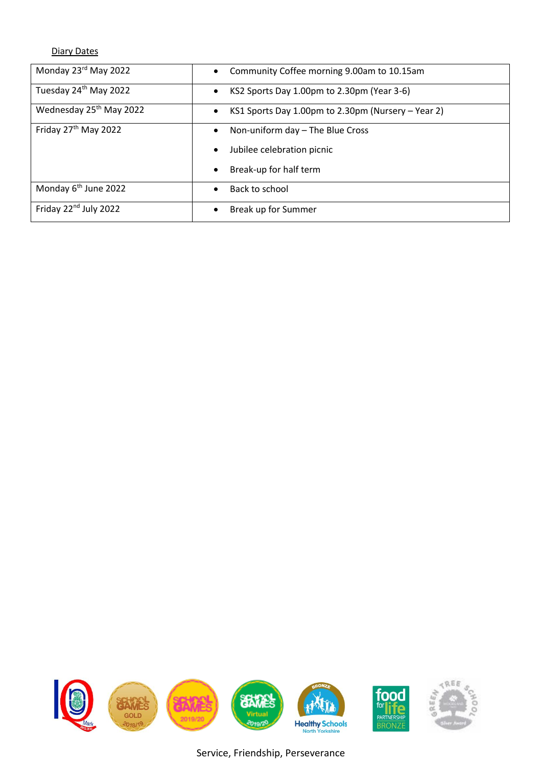Diary Dates

| | |
|---|---|
| Monday 23rd May 2022 | • Community Coffee morning 9.00am to 10.15am |
| Tuesday 24th May 2022 | • KS2 Sports Day 1.00pm to 2.30pm (Year 3-6) |
| Wednesday 25th May 2022 | • KS1 Sports Day 1.00pm to 2.30pm (Nursery – Year 2) |
| Friday 27th May 2022 | • Non-uniform day – The Blue Cross<br>• Jubilee celebration picnic<br>• Break-up for half term |
| Monday 6th June 2022 | • Back to school |
| Friday 22nd July 2022 | • Break up for Summer |

Service, Friendship, Perseverance